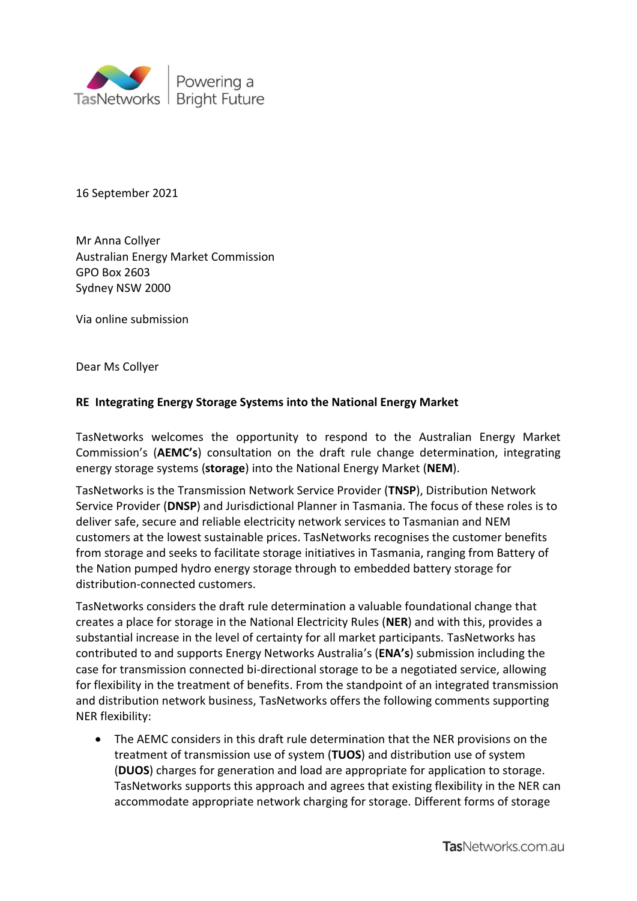TasNetworks | Powering a Bright Future

16 September 2021

Mr Anna Collyer
Australian Energy Market Commission
GPO Box 2603
Sydney NSW 2000

Via online submission

Dear Ms Collyer

**RE Integrating Energy Storage Systems into the National Energy Market**

TasNetworks welcomes the opportunity to respond to the Australian Energy Market Commission's (**AEMC's**) consultation on the draft rule change determination, integrating energy storage systems (**storage**) into the National Energy Market (**NEM**).

TasNetworks is the Transmission Network Service Provider (**TNSP**), Distribution Network Service Provider (**DNSP**) and Jurisdictional Planner in Tasmania. The focus of these roles is to deliver safe, secure and reliable electricity network services to Tasmanian and NEM customers at the lowest sustainable prices. TasNetworks recognises the customer benefits from storage and seeks to facilitate storage initiatives in Tasmania, ranging from Battery of the Nation pumped hydro energy storage through to embedded battery storage for distribution-connected customers.

TasNetworks considers the draft rule determination a valuable foundational change that creates a place for storage in the National Electricity Rules (**NER**) and with this, provides a substantial increase in the level of certainty for all market participants. TasNetworks has contributed to and supports Energy Networks Australia's (**ENA's**) submission including the case for transmission connected bi-directional storage to be a negotiated service, allowing for flexibility in the treatment of benefits. From the standpoint of an integrated transmission and distribution network business, TasNetworks offers the following comments supporting NER flexibility:

- The AEMC considers in this draft rule determination that the NER provisions on the treatment of transmission use of system (**TUOS**) and distribution use of system (**DUOS**) charges for generation and load are appropriate for application to storage. TasNetworks supports this approach and agrees that existing flexibility in the NER can accommodate appropriate network charging for storage. Different forms of storage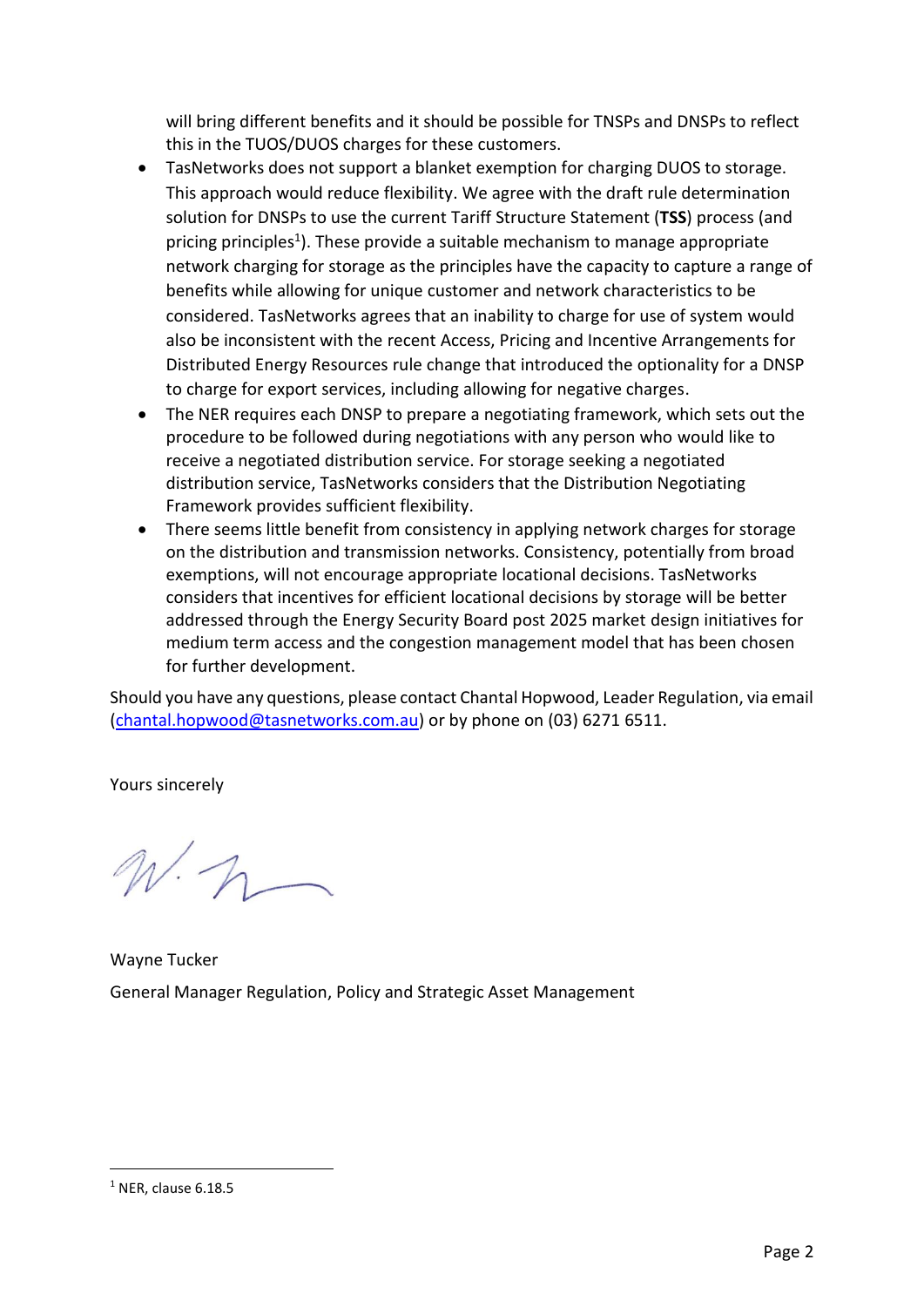will bring different benefits and it should be possible for TNSPs and DNSPs to reflect this in the TUOS/DUOS charges for these customers.

- TasNetworks does not support a blanket exemption for charging DUOS to storage. This approach would reduce flexibility. We agree with the draft rule determination solution for DNSPs to use the current Tariff Structure Statement (**TSS**) process (and pricing principles[1]). These provide a suitable mechanism to manage appropriate network charging for storage as the principles have the capacity to capture a range of benefits while allowing for unique customer and network characteristics to be considered. TasNetworks agrees that an inability to charge for use of system would also be inconsistent with the recent Access, Pricing and Incentive Arrangements for Distributed Energy Resources rule change that introduced the optionality for a DNSP to charge for export services, including allowing for negative charges.
- The NER requires each DNSP to prepare a negotiating framework, which sets out the procedure to be followed during negotiations with any person who would like to receive a negotiated distribution service. For storage seeking a negotiated distribution service, TasNetworks considers that the Distribution Negotiating Framework provides sufficient flexibility.
- There seems little benefit from consistency in applying network charges for storage on the distribution and transmission networks. Consistency, potentially from broad exemptions, will not encourage appropriate locational decisions. TasNetworks considers that incentives for efficient locational decisions by storage will be better addressed through the Energy Security Board post 2025 market design initiatives for medium term access and the congestion management model that has been chosen for further development.

Should you have any questions, please contact Chantal Hopwood, Leader Regulation, via email (chantal.hopwood@tasnetworks.com.au) or by phone on (03) 6271 6511.

Yours sincerely

Wayne Tucker

General Manager Regulation, Policy and Strategic Asset Management

[1] NER, clause 6.18.5